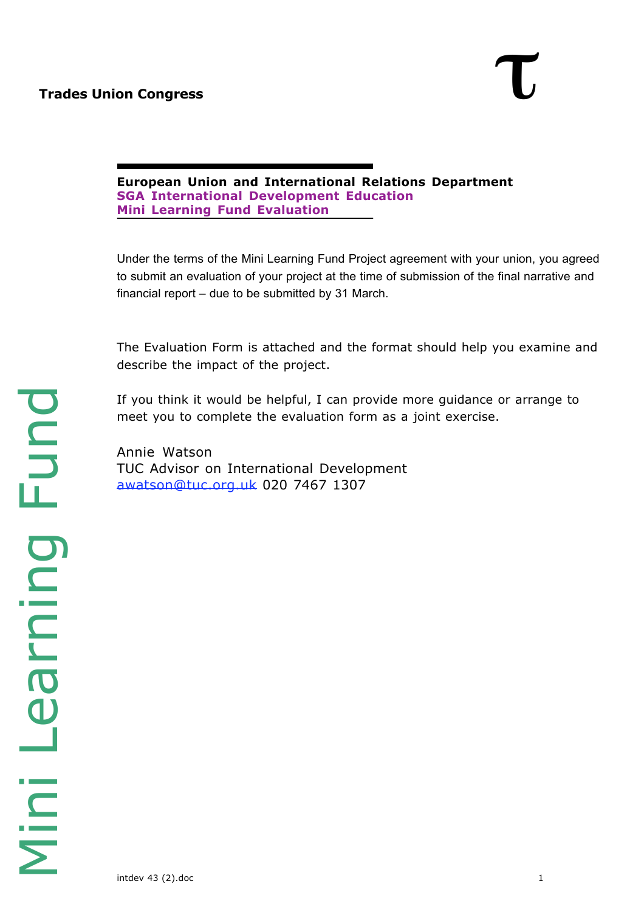**Trades Union Congress**

**European Union and International Relations Department**
**SGA International Development Education**
**Mini Learning Fund Evaluation**

Under the terms of the Mini Learning Fund Project agreement with your union, you agreed to submit an evaluation of your project at the time of submission of the final narrative and financial report – due to be submitted by 31 March.

The Evaluation Form is attached and the format should help you examine and describe the impact of the project.

If you think it would be helpful, I can provide more guidance or arrange to meet you to complete the evaluation form as a joint exercise.

Annie Watson
TUC Advisor on International Development
awatson@tuc.org.uk 020 7467 1307

Mini Learning Fund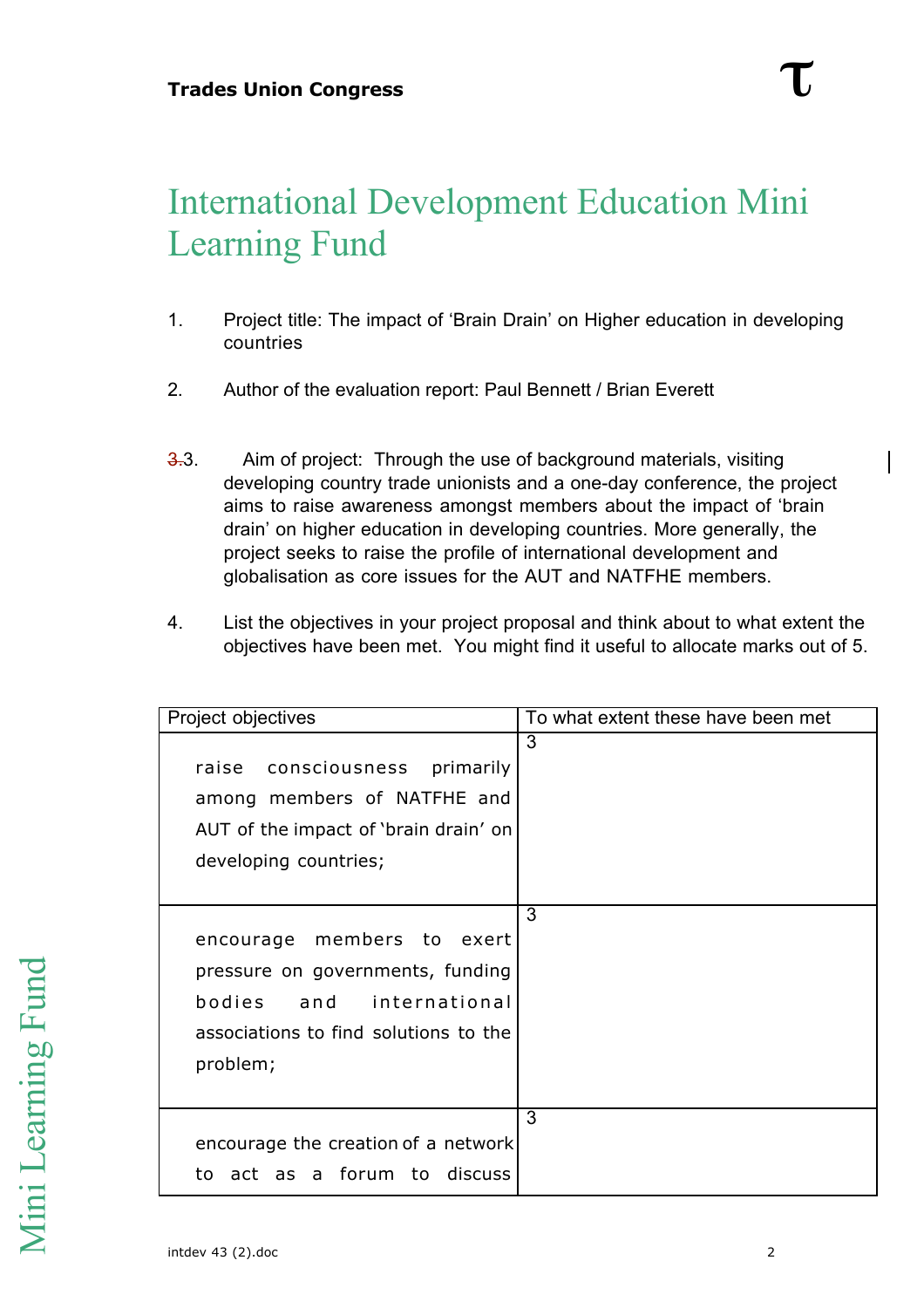# International Development Education Mini Learning Fund

1. Project title: The impact of 'Brain Drain' on Higher education in developing countries

2. Author of the evaluation report: Paul Bennett / Brian Everett

3. Aim of project: Through the use of background materials, visiting developing country trade unionists and a one-day conference, the project aims to raise awareness amongst members about the impact of 'brain drain' on higher education in developing countries. More generally, the project seeks to raise the profile of international development and globalisation as core issues for the AUT and NATFHE members.

4. List the objectives in your project proposal and think about to what extent the objectives have been met. You might find it useful to allocate marks out of 5.

| Project objectives | To what extent these have been met |
|---|---|
| raise consciousness primarily among members of NATFHE and AUT of the impact of 'brain drain' on developing countries; | 3 |
| encourage members to exert pressure on governments, funding bodies and international associations to find solutions to the problem; | 3 |
| encourage the creation of a network to act as a forum to discuss | 3 |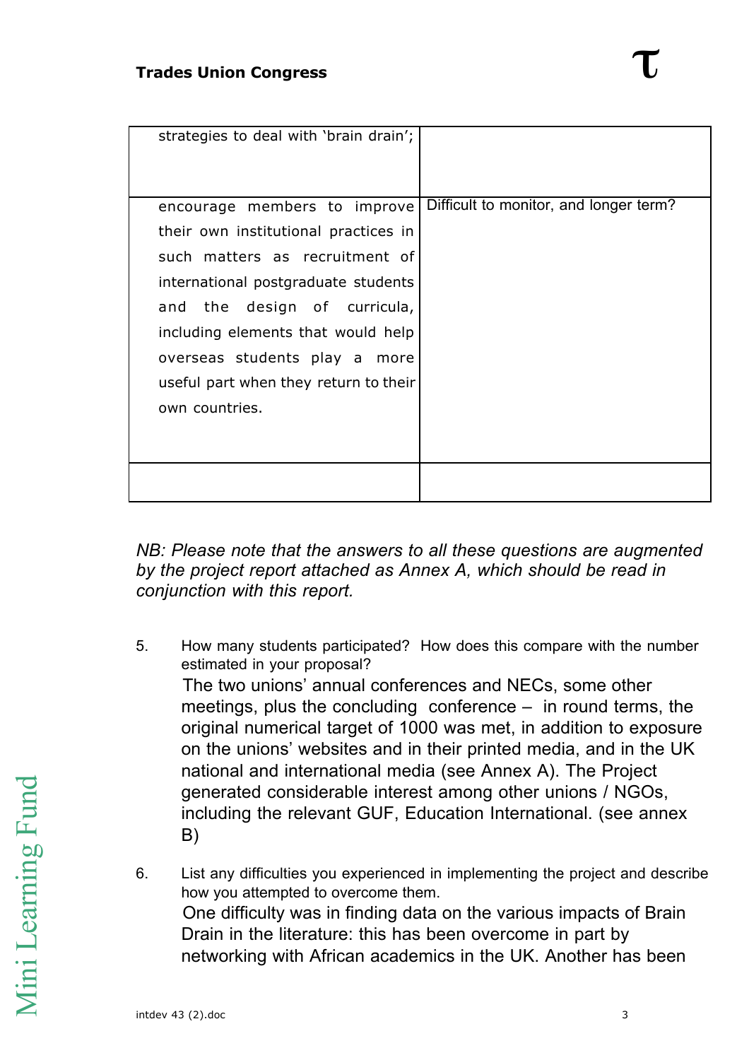| strategies to deal with 'brain drain'; | |
|---|---|
| encourage members to improve their own institutional practices in such matters as recruitment of international postgraduate students and the design of curricula, including elements that would help overseas students play a more useful part when they return to their own countries. | Difficult to monitor, and longer term? |
| | |

*NB: Please note that the answers to all these questions are augmented by the project report attached as Annex A, which should be read in conjunction with this report.*

5. How many students participated? How does this compare with the number estimated in your proposal?

   The two unions' annual conferences and NECs, some other meetings, plus the concluding conference – in round terms, the original numerical target of 1000 was met, in addition to exposure on the unions' websites and in their printed media, and in the UK national and international media (see Annex A). The Project generated considerable interest among other unions / NGOs, including the relevant GUF, Education International. (see annex B)

6. List any difficulties you experienced in implementing the project and describe how you attempted to overcome them.

   One difficulty was in finding data on the various impacts of Brain Drain in the literature: this has been overcome in part by networking with African academics in the UK. Another has been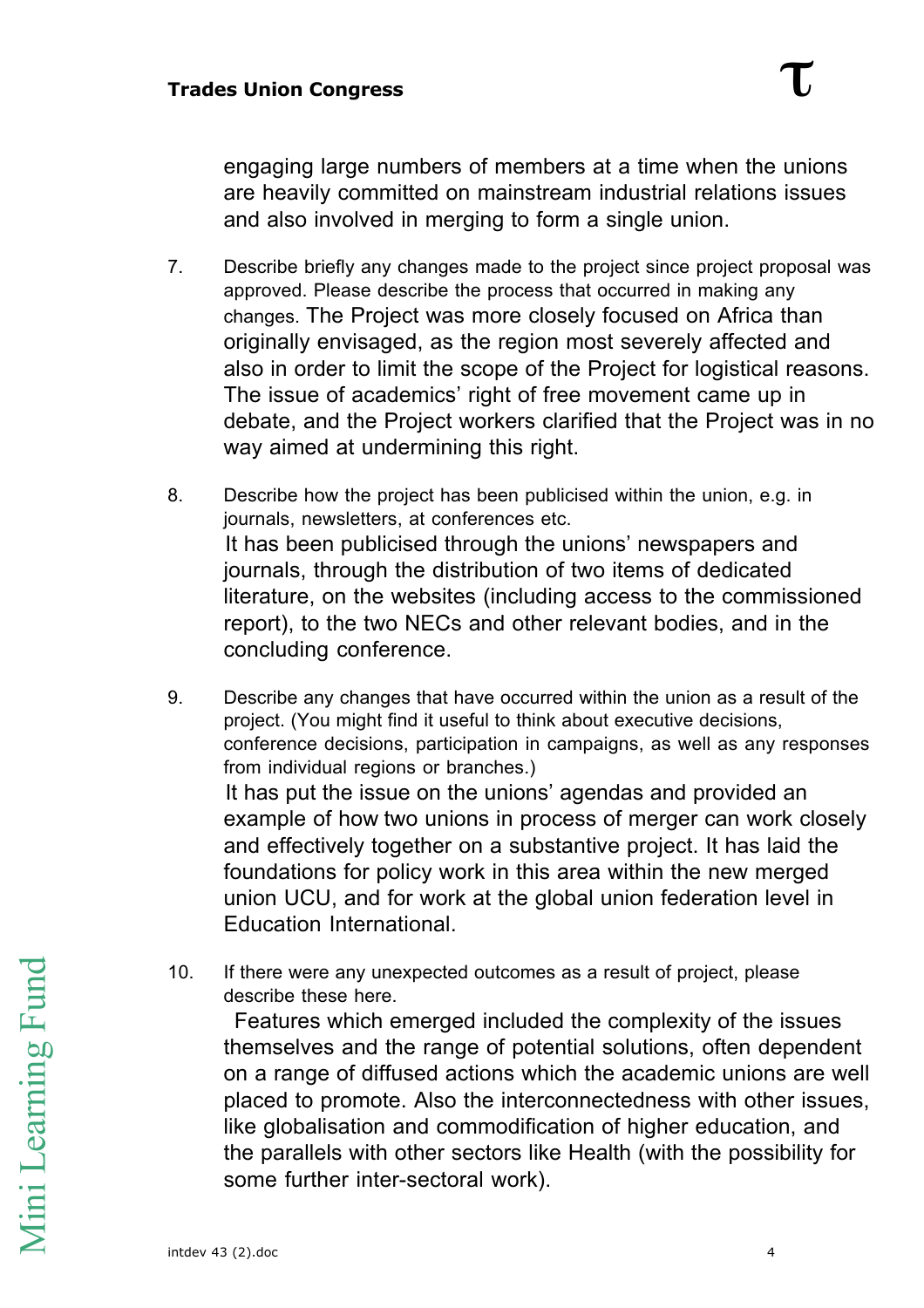engaging large numbers of members at a time when the unions are heavily committed on mainstream industrial relations issues and also involved in merging to form a single union.

7. Describe briefly any changes made to the project since project proposal was approved. Please describe the process that occurred in making any changes. The Project was more closely focused on Africa than originally envisaged, as the region most severely affected and also in order to limit the scope of the Project for logistical reasons. The issue of academics' right of free movement came up in debate, and the Project workers clarified that the Project was in no way aimed at undermining this right.

8. Describe how the project has been publicised within the union, e.g. in journals, newsletters, at conferences etc.
It has been publicised through the unions' newspapers and journals, through the distribution of two items of dedicated literature, on the websites (including access to the commissioned report), to the two NECs and other relevant bodies, and in the concluding conference.

9. Describe any changes that have occurred within the union as a result of the project. (You might find it useful to think about executive decisions, conference decisions, participation in campaigns, as well as any responses from individual regions or branches.)
It has put the issue on the unions' agendas and provided an example of how two unions in process of merger can work closely and effectively together on a substantive project. It has laid the foundations for policy work in this area within the new merged union UCU, and for work at the global union federation level in Education International.

10. If there were any unexpected outcomes as a result of project, please describe these here.
Features which emerged included the complexity of the issues themselves and the range of potential solutions, often dependent on a range of diffused actions which the academic unions are well placed to promote. Also the interconnectedness with other issues, like globalisation and commodification of higher education, and the parallels with other sectors like Health (with the possibility for some further inter-sectoral work).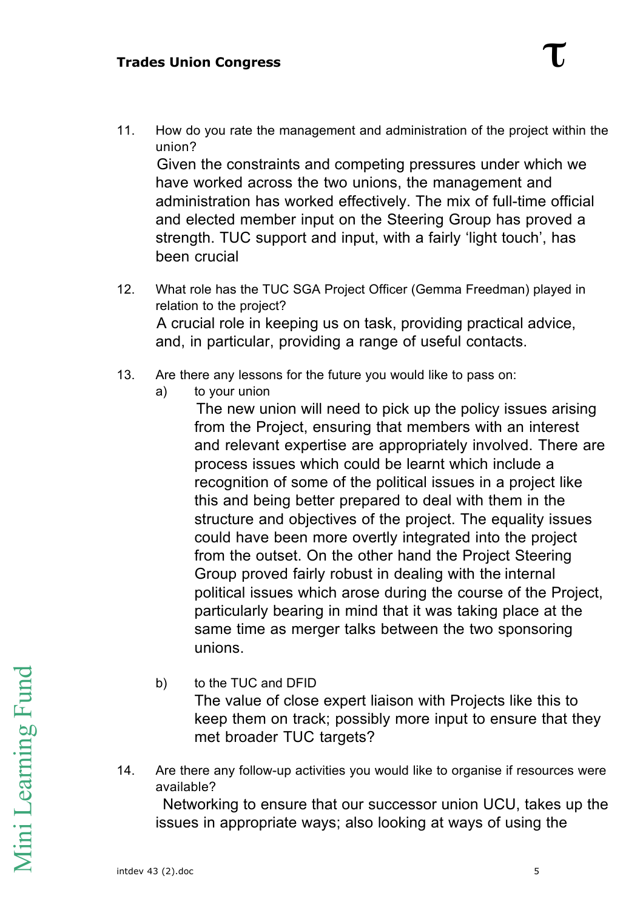11. How do you rate the management and administration of the project within the union?

    Given the constraints and competing pressures under which we have worked across the two unions, the management and administration has worked effectively. The mix of full-time official and elected member input on the Steering Group has proved a strength. TUC support and input, with a fairly 'light touch', has been crucial

12. What role has the TUC SGA Project Officer (Gemma Freedman) played in relation to the project?

    A crucial role in keeping us on task, providing practical advice, and, in particular, providing a range of useful contacts.

13. Are there any lessons for the future you would like to pass on:

    a) to your union

       The new union will need to pick up the policy issues arising from the Project, ensuring that members with an interest and relevant expertise are appropriately involved. There are process issues which could be learnt which include a recognition of some of the political issues in a project like this and being better prepared to deal with them in the structure and objectives of the project. The equality issues could have been more overtly integrated into the project from the outset. On the other hand the Project Steering Group proved fairly robust in dealing with the internal political issues which arose during the course of the Project, particularly bearing in mind that it was taking place at the same time as merger talks between the two sponsoring unions.

    b) to the TUC and DFID

       The value of close expert liaison with Projects like this to keep them on track; possibly more input to ensure that they met broader TUC targets?

14. Are there any follow-up activities you would like to organise if resources were available?

    Networking to ensure that our successor union UCU, takes up the issues in appropriate ways; also looking at ways of using the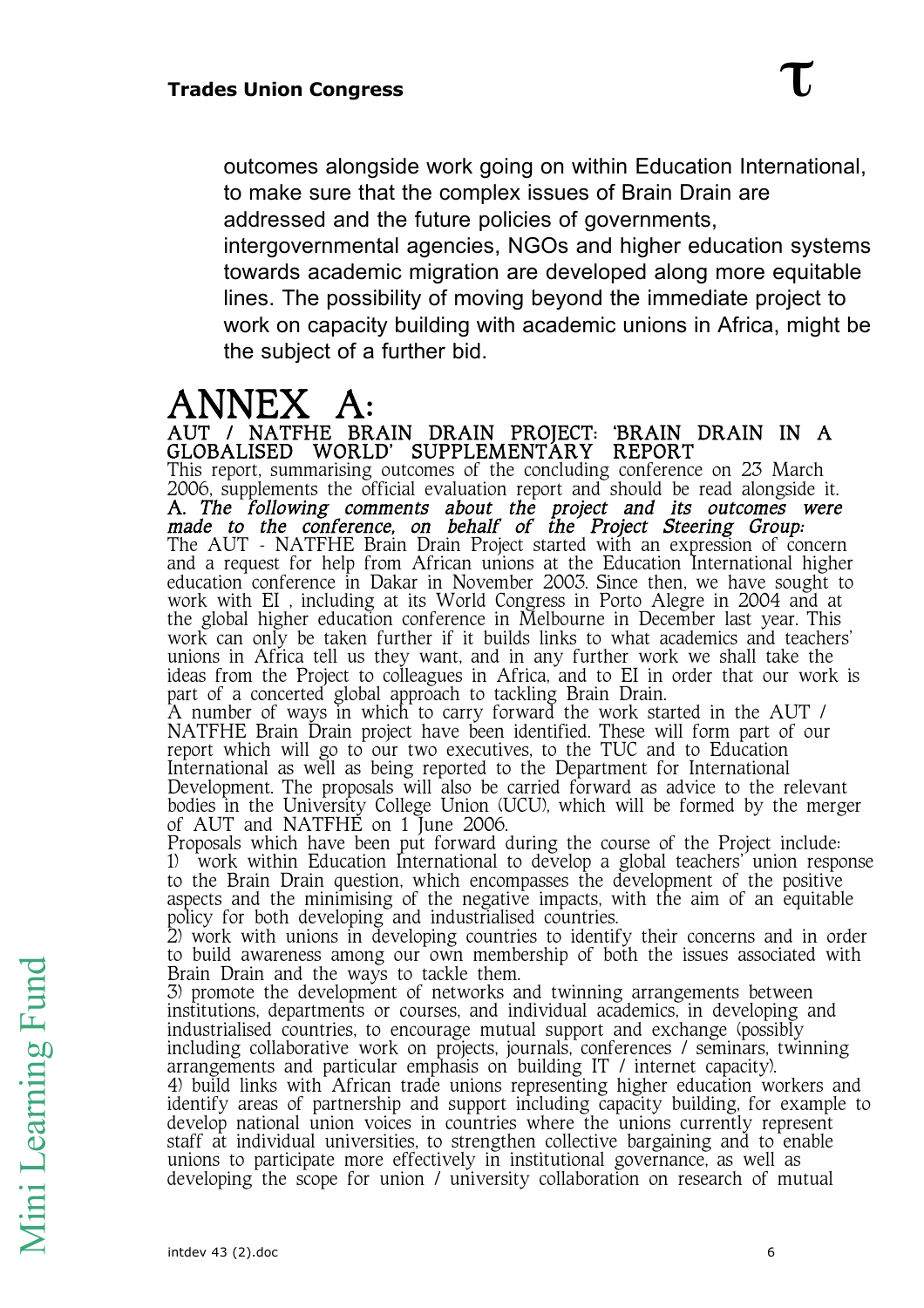outcomes alongside work going on within Education International, to make sure that the complex issues of Brain Drain are addressed and the future policies of governments, intergovernmental agencies, NGOs and higher education systems towards academic migration are developed along more equitable lines. The possibility of moving beyond the immediate project to work on capacity building with academic unions in Africa, might be the subject of a further bid.

# ANNEX A:

## AUT / NATFHE BRAIN DRAIN PROJECT: 'BRAIN DRAIN IN A GLOBALISED WORLD' SUPPLEMENTARY REPORT

This report, summarising outcomes of the concluding conference on 23 March 2006, supplements the official evaluation report and should be read alongside it.

*A. The following comments about the project and its outcomes were made to the conference, on behalf of the Project Steering Group:*

The AUT - NATFHE Brain Drain Project started with an expression of concern and a request for help from African unions at the Education International higher education conference in Dakar in November 2003. Since then, we have sought to work with EI , including at its World Congress in Porto Alegre in 2004 and at the global higher education conference in Melbourne in December last year. This work can only be taken further if it builds links to what academics and teachers' unions in Africa tell us they want, and in any further work we shall take the ideas from the Project to colleagues in Africa, and to EI in order that our work is part of a concerted global approach to tackling Brain Drain.

A number of ways in which to carry forward the work started in the AUT / NATFHE Brain Drain project have been identified. These will form part of our report which will go to our two executives, to the TUC and to Education International as well as being reported to the Department for International Development. The proposals will also be carried forward as advice to the relevant bodies in the University College Union (UCU), which will be formed by the merger of AUT and NATFHE on 1 June 2006.

Proposals which have been put forward during the course of the Project include:

1) work within Education International to develop a global teachers' union response to the Brain Drain question, which encompasses the development of the positive aspects and the minimising of the negative impacts, with the aim of an equitable policy for both developing and industrialised countries.

2) work with unions in developing countries to identify their concerns and in order to build awareness among our own membership of both the issues associated with Brain Drain and the ways to tackle them.

3) promote the development of networks and twinning arrangements between institutions, departments or courses, and individual academics, in developing and industrialised countries, to encourage mutual support and exchange (possibly including collaborative work on projects, journals, conferences / seminars, twinning arrangements and particular emphasis on building IT / internet capacity).

4) build links with African trade unions representing higher education workers and identify areas of partnership and support including capacity building, for example to develop national union voices in countries where the unions currently represent staff at individual universities, to strengthen collective bargaining and to enable unions to participate more effectively in institutional governance, as well as developing the scope for union / university collaboration on research of mutual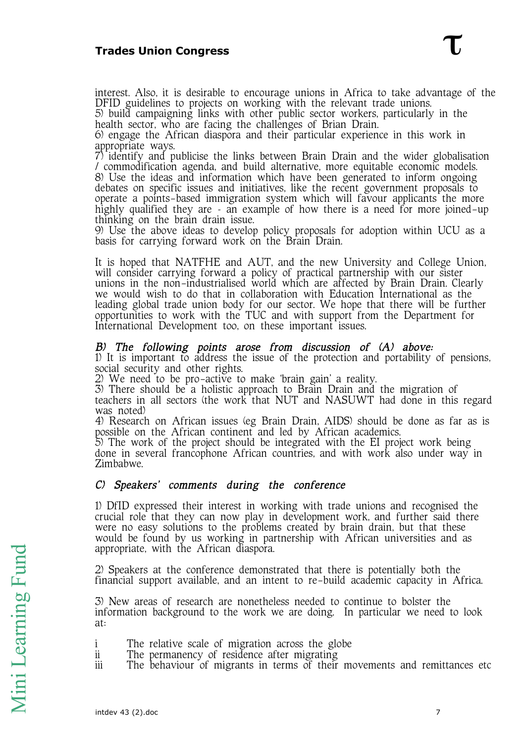interest. Also, it is desirable to encourage unions in Africa to take advantage of the DFID guidelines to projects on working with the relevant trade unions.

5) build campaigning links with other public sector workers, particularly in the health sector, who are facing the challenges of Brian Drain.

6) engage the African diaspora and their particular experience in this work in appropriate ways.

7) identify and publicise the links between Brain Drain and the wider globalisation / commodification agenda, and build alternative, more equitable economic models.

8) Use the ideas and information which have been generated to inform ongoing debates on specific issues and initiatives, like the recent government proposals to operate a points-based immigration system which will favour applicants the more highly qualified they are - an example of how there is a need for more joined-up thinking on the brain drain issue.

9) Use the above ideas to develop policy proposals for adoption within UCU as a basis for carrying forward work on the Brain Drain.

It is hoped that NATFHE and AUT, and the new University and College Union, will consider carrying forward a policy of practical partnership with our sister unions in the non-industrialised world which are affected by Brain Drain. Clearly we would wish to do that in collaboration with Education International as the leading global trade union body for our sector. We hope that there will be further opportunities to work with the TUC and with support from the Department for International Development too, on these important issues.

### *B) The following points arose from discussion of (A) above:*

1) It is important to address the issue of the protection and portability of pensions, social security and other rights.

2) We need to be pro-active to make 'brain gain' a reality.

3) There should be a holistic approach to Brain Drain and the migration of teachers in all sectors (the work that NUT and NASUWT had done in this regard was noted)

4) Research on African issues (eg Brain Drain, AIDS) should be done as far as is possible on the African continent and led by African academics.

5) The work of the project should be integrated with the EI project work being done in several francophone African countries, and with work also under way in Zimbabwe.

### *C) Speakers' comments during the conference*

1) DfID expressed their interest in working with trade unions and recognised the crucial role that they can now play in development work, and further said there were no easy solutions to the problems created by brain drain, but that these would be found by us working in partnership with African universities and as appropriate, with the African diaspora.

2) Speakers at the conference demonstrated that there is potentially both the financial support available, and an intent to re-build academic capacity in Africa.

3) New areas of research are nonetheless needed to continue to bolster the information background to the work we are doing. In particular we need to look at:

- i The relative scale of migration across the globe
- ii The permanency of residence after migrating
- iii The behaviour of migrants in terms of their movements and remittances etc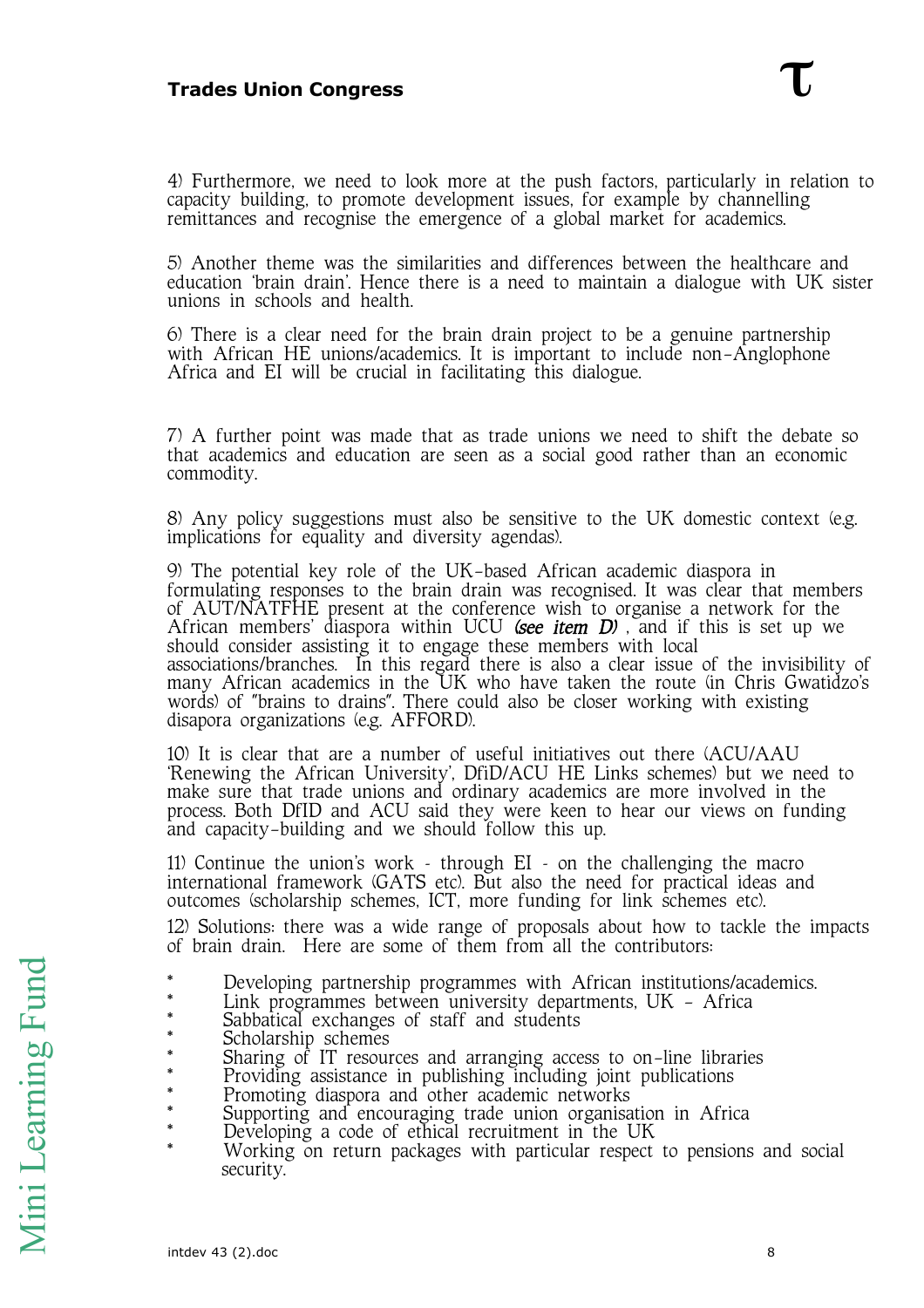4) Furthermore, we need to look more at the push factors, particularly in relation to capacity building, to promote development issues, for example by channelling remittances and recognise the emergence of a global market for academics.

5) Another theme was the similarities and differences between the healthcare and education 'brain drain'. Hence there is a need to maintain a dialogue with UK sister unions in schools and health.

6) There is a clear need for the brain drain project to be a genuine partnership with African HE unions/academics. It is important to include non-Anglophone Africa and EI will be crucial in facilitating this dialogue.

7) A further point was made that as trade unions we need to shift the debate so that academics and education are seen as a social good rather than an economic commodity.

8) Any policy suggestions must also be sensitive to the UK domestic context (e.g. implications for equality and diversity agendas).

9) The potential key role of the UK-based African academic diaspora in formulating responses to the brain drain was recognised. It was clear that members of AUT/NATFHE present at the conference wish to organise a network for the African members' diaspora within UCU ***(see item D)*** , and if this is set up we should consider assisting it to engage these members with local associations/branches. In this regard there is also a clear issue of the invisibility of many African academics in the UK who have taken the route (in Chris Gwatidzo's words) of "brains to drains". There could also be closer working with existing disapora organizations (e.g. AFFORD).

10) It is clear that are a number of useful initiatives out there (ACU/AAU 'Renewing the African University', DfID/ACU HE Links schemes) but we need to make sure that trade unions and ordinary academics are more involved in the process. Both DfID and ACU said they were keen to hear our views on funding and capacity-building and we should follow this up.

11) Continue the union's work - through EI - on the challenging the macro international framework (GATS etc). But also the need for practical ideas and outcomes (scholarship schemes, ICT, more funding for link schemes etc).

12) Solutions: there was a wide range of proposals about how to tackle the impacts of brain drain. Here are some of them from all the contributors:

- Developing partnership programmes with African institutions/academics.
- Link programmes between university departments, UK – Africa
- Sabbatical exchanges of staff and students
- Scholarship schemes
- Sharing of IT resources and arranging access to on-line libraries
- Providing assistance in publishing including joint publications
- Promoting diaspora and other academic networks
- Supporting and encouraging trade union organisation in Africa
- Developing a code of ethical recruitment in the UK
- Working on return packages with particular respect to pensions and social security.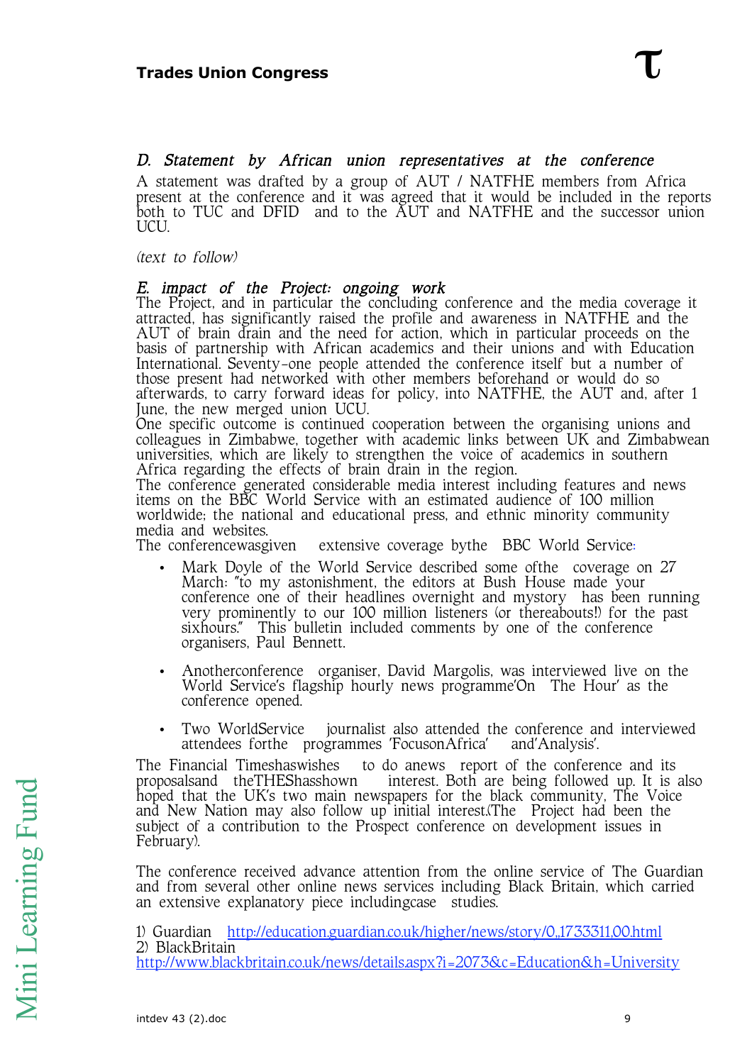### *D. Statement by African union representatives at the conference*

A statement was drafted by a group of AUT / NATFHE members from Africa present at the conference and it was agreed that it would be included in the reports both to TUC and DFID and to the AUT and NATFHE and the successor union UCU.

*(text to follow)*

### *E. impact of the Project: ongoing work*

The Project, and in particular the concluding conference and the media coverage it attracted, has significantly raised the profile and awareness in NATFHE and the AUT of brain drain and the need for action, which in particular proceeds on the basis of partnership with African academics and their unions and with Education International. Seventy-one people attended the conference itself but a number of those present had networked with other members beforehand or would do so afterwards, to carry forward ideas for policy, into NATFHE, the AUT and, after 1 June, the new merged union UCU.

One specific outcome is continued cooperation between the organising unions and colleagues in Zimbabwe, together with academic links between UK and Zimbabwean universities, which are likely to strengthen the voice of academics in southern Africa regarding the effects of brain drain in the region.

The conference generated considerable media interest including features and news items on the BBC World Service with an estimated audience of 100 million worldwide; the national and educational press, and ethnic minority community media and websites.

The conferencewasgiven extensive coverage bythe BBC World Service:

- Mark Doyle of the World Service described some ofthe coverage on 27 March: "to my astonishment, the editors at Bush House made your conference one of their headlines overnight and mystory has been running very prominently to our 100 million listeners (or thereabouts!) for the past sixhours." This bulletin included comments by one of the conference organisers, Paul Bennett.

- Anotherconference organiser, David Margolis, was interviewed live on the World Service's flagship hourly news programme'On The Hour' as the conference opened.

- Two WorldService journalist also attended the conference and interviewed attendees forthe programmes 'FocusonAfrica' and'Analysis'.

The Financial Timeshaswishes to do anews report of the conference and its proposalsand theTHEShasshown interest. Both are being followed up. It is also hoped that the UK's two main newspapers for the black community, The Voice and New Nation may also follow up initial interest.(The Project had been the subject of a contribution to the Prospect conference on development issues in February).

The conference received advance attention from the online service of The Guardian and from several other online news services including Black Britain, which carried an extensive explanatory piece includingcase studies.

1) Guardian http://education.guardian.co.uk/higher/news/story/0,,1733311,00.html
2) BlackBritain
http://www.blackbritain.co.uk/news/details.aspx?i=2073&c=Education&h=University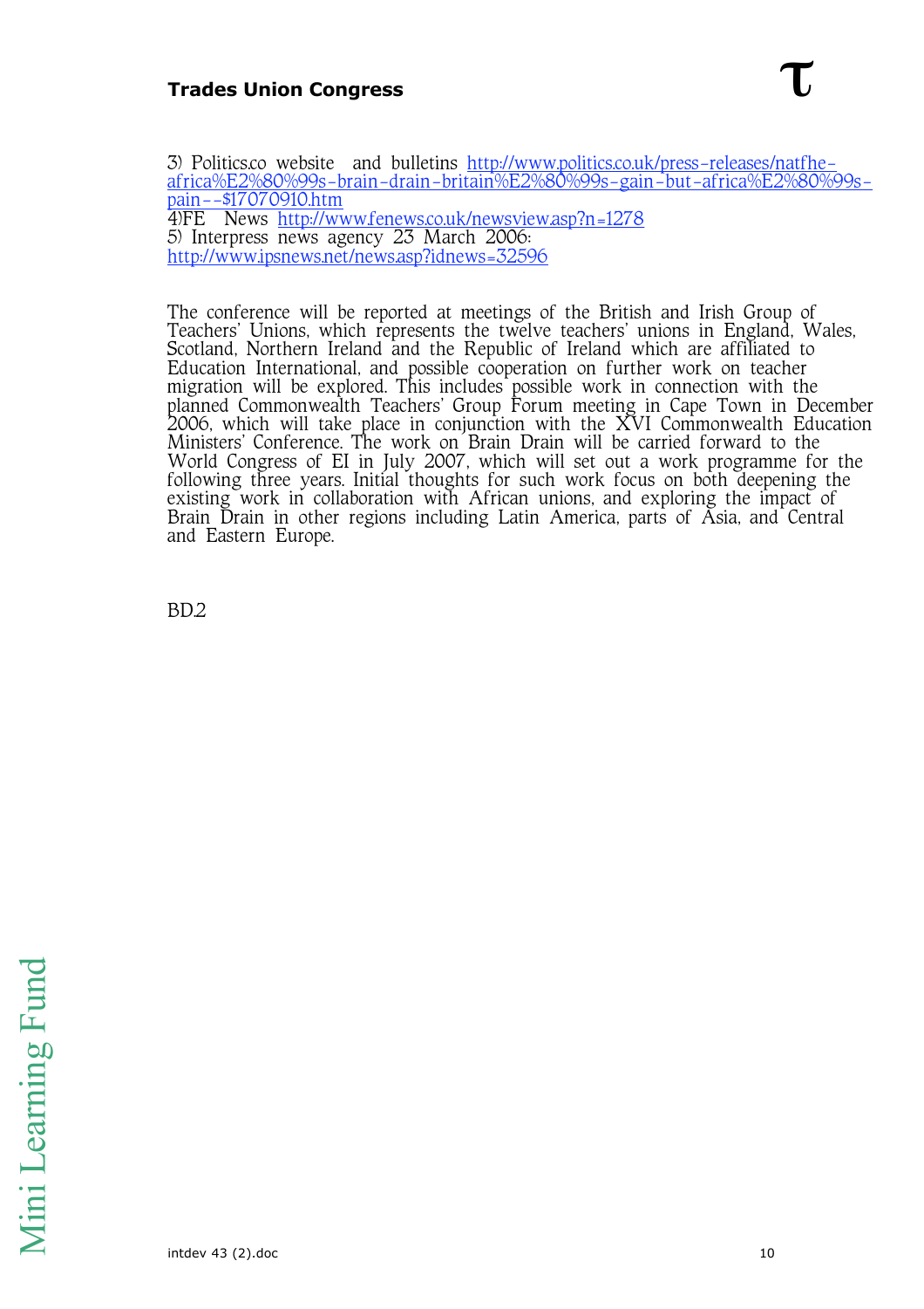3) Politics.co website and bulletins http://www.politics.co.uk/press-releases/natfhe-africa%E2%80%99s-brain-drain-britain%E2%80%99s-gain-but-africa%E2%80%99s-pain--$17070910.htm

4)FE News http://www.fenews.co.uk/newsview.asp?n=1278

5) Interpress news agency 23 March 2006: http://www.ipsnews.net/news.asp?idnews=32596

The conference will be reported at meetings of the British and Irish Group of Teachers' Unions, which represents the twelve teachers' unions in England, Wales, Scotland, Northern Ireland and the Republic of Ireland which are affiliated to Education International, and possible cooperation on further work on teacher migration will be explored. This includes possible work in connection with the planned Commonwealth Teachers' Group Forum meeting in Cape Town in December 2006, which will take place in conjunction with the XVI Commonwealth Education Ministers' Conference. The work on Brain Drain will be carried forward to the World Congress of EI in July 2007, which will set out a work programme for the following three years. Initial thoughts for such work focus on both deepening the existing work in collaboration with African unions, and exploring the impact of Brain Drain in other regions including Latin America, parts of Asia, and Central and Eastern Europe.

BD.2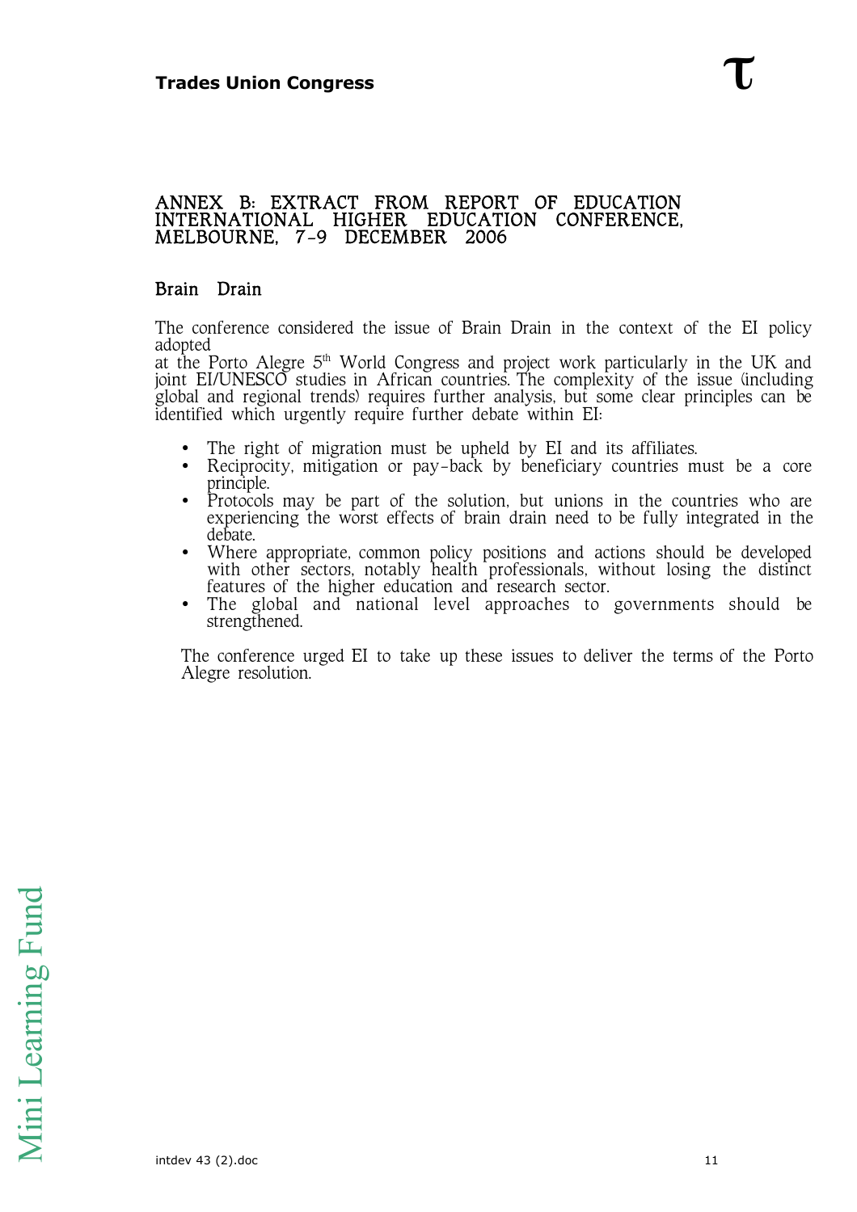## ANNEX B: EXTRACT FROM REPORT OF EDUCATION INTERNATIONAL HIGHER EDUCATION CONFERENCE, MELBOURNE, 7-9 DECEMBER 2006

### Brain Drain

The conference considered the issue of Brain Drain in the context of the EI policy adopted at the Porto Alegre 5th World Congress and project work particularly in the UK and joint EI/UNESCO studies in African countries. The complexity of the issue (including global and regional trends) requires further analysis, but some clear principles can be identified which urgently require further debate within EI:

- The right of migration must be upheld by EI and its affiliates.
- Reciprocity, mitigation or pay-back by beneficiary countries must be a core principle.
- Protocols may be part of the solution, but unions in the countries who are experiencing the worst effects of brain drain need to be fully integrated in the debate.
- Where appropriate, common policy positions and actions should be developed with other sectors, notably health professionals, without losing the distinct features of the higher education and research sector.
- The global and national level approaches to governments should be strengthened.

The conference urged EI to take up these issues to deliver the terms of the Porto Alegre resolution.